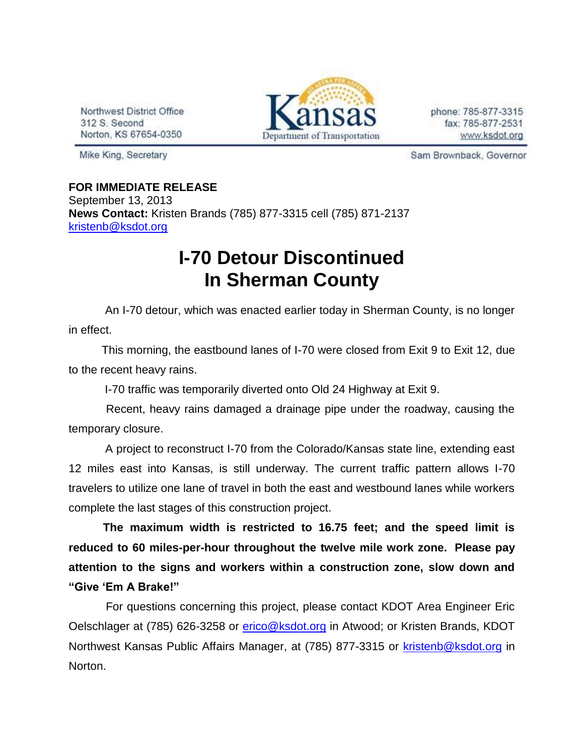Northwest District Office
312 S. Second
Norton, KS 67654-0350

Kansas Department of Transportation

phone: 785-877-3315
fax: 785-877-2531
www.ksdot.org

Mike King, Secretary

Sam Brownback, Governor

**FOR IMMEDIATE RELEASE**
September 13, 2013
**News Contact:** Kristen Brands (785) 877-3315 cell (785) 871-2137
kristenb@ksdot.org

# I-70 Detour Discontinued In Sherman County

An I-70 detour, which was enacted earlier today in Sherman County, is no longer in effect.

This morning, the eastbound lanes of I-70 were closed from Exit 9 to Exit 12, due to the recent heavy rains.

I-70 traffic was temporarily diverted onto Old 24 Highway at Exit 9.

Recent, heavy rains damaged a drainage pipe under the roadway, causing the temporary closure.

A project to reconstruct I-70 from the Colorado/Kansas state line, extending east 12 miles east into Kansas, is still underway. The current traffic pattern allows I-70 travelers to utilize one lane of travel in both the east and westbound lanes while workers complete the last stages of this construction project.

**The maximum width is restricted to 16.75 feet; and the speed limit is reduced to 60 miles-per-hour throughout the twelve mile work zone. Please pay attention to the signs and workers within a construction zone, slow down and "Give 'Em A Brake!"**

For questions concerning this project, please contact KDOT Area Engineer Eric Oelschlager at (785) 626-3258 or erico@ksdot.org in Atwood; or Kristen Brands, KDOT Northwest Kansas Public Affairs Manager, at (785) 877-3315 or kristenb@ksdot.org in Norton.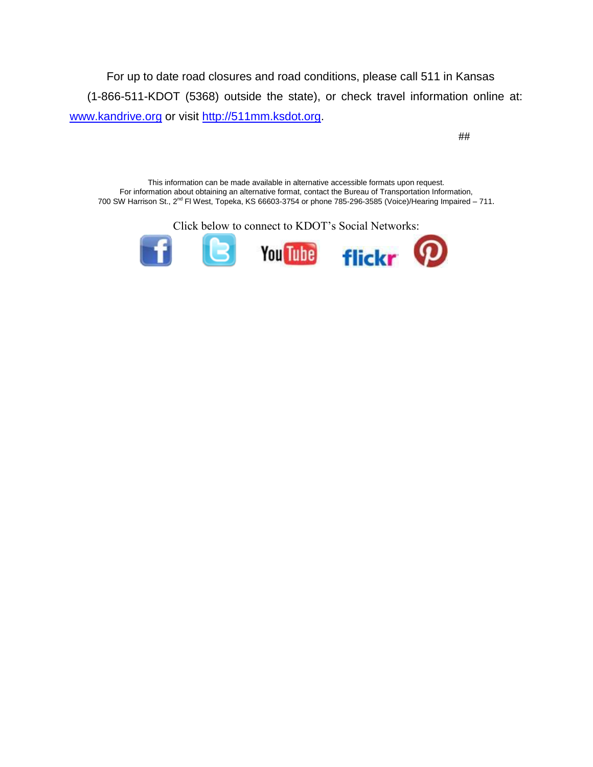For up to date road closures and road conditions, please call 511 in Kansas (1-866-511-KDOT (5368) outside the state), or check travel information online at: www.kandrive.org or visit http://511mm.ksdot.org.

##

This information can be made available in alternative accessible formats upon request.
For information about obtaining an alternative format, contact the Bureau of Transportation Information,
700 SW Harrison St., 2nd Fl West, Topeka, KS 66603-3754 or phone 785-296-3585 (Voice)/Hearing Impaired – 711.

Click below to connect to KDOT's Social Networks: